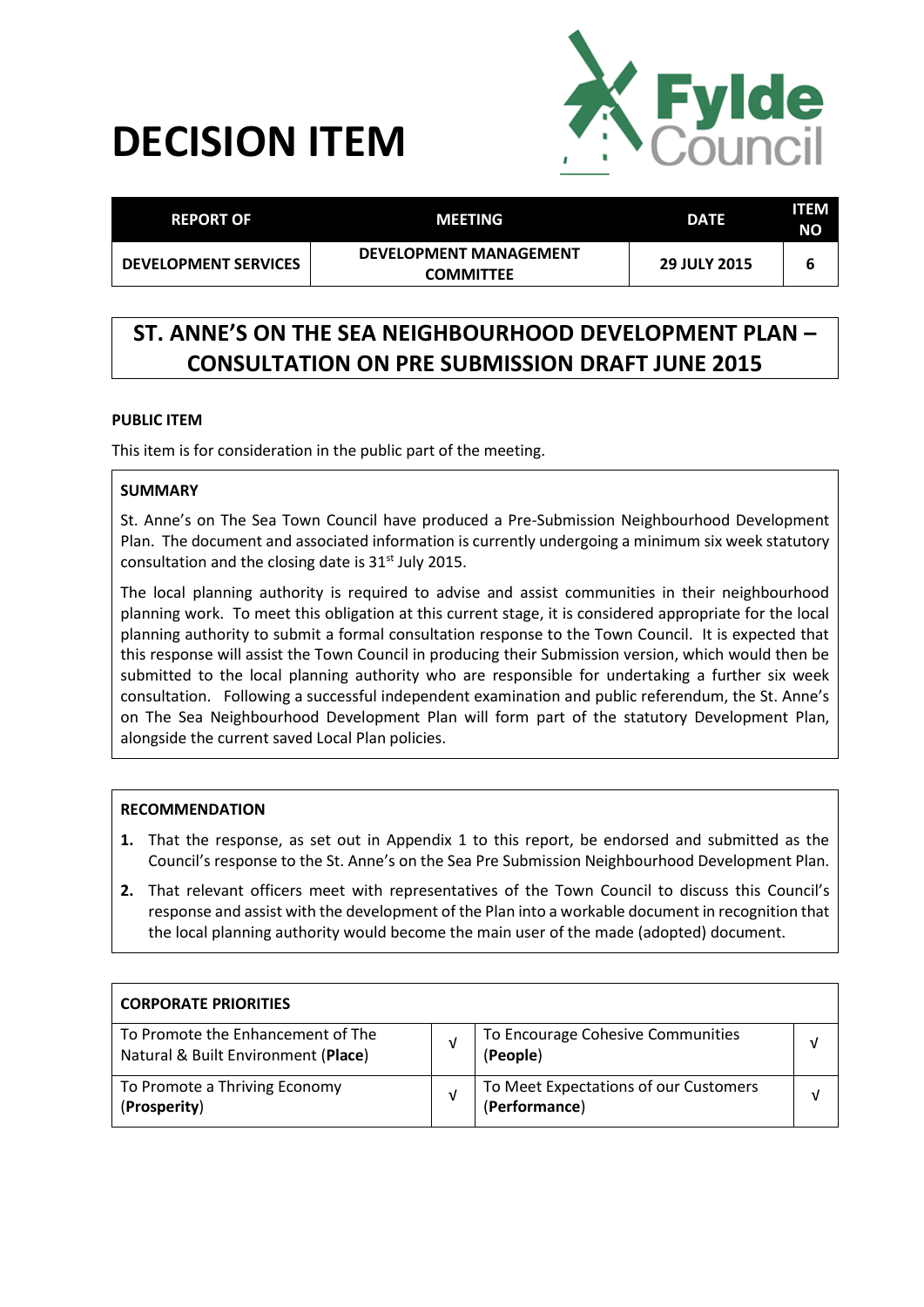# DECISION ITEM

Fylde Council

| REPORT OF | MEETING | DATE | ITEM NO |
|---|---|---|---|
| DEVELOPMENT SERVICES | DEVELOPMENT MANAGEMENT COMMITTEE | 29 JULY 2015 | 6 |

## ST. ANNE'S ON THE SEA NEIGHBOURHOOD DEVELOPMENT PLAN – CONSULTATION ON PRE SUBMISSION DRAFT JUNE 2015

**PUBLIC ITEM**

This item is for consideration in the public part of the meeting.

**SUMMARY**

St. Anne's on The Sea Town Council have produced a Pre-Submission Neighbourhood Development Plan. The document and associated information is currently undergoing a minimum six week statutory consultation and the closing date is 31st July 2015.

The local planning authority is required to advise and assist communities in their neighbourhood planning work. To meet this obligation at this current stage, it is considered appropriate for the local planning authority to submit a formal consultation response to the Town Council. It is expected that this response will assist the Town Council in producing their Submission version, which would then be submitted to the local planning authority who are responsible for undertaking a further six week consultation. Following a successful independent examination and public referendum, the St. Anne's on The Sea Neighbourhood Development Plan will form part of the statutory Development Plan, alongside the current saved Local Plan policies.

**RECOMMENDATION**

1. That the response, as set out in Appendix 1 to this report, be endorsed and submitted as the Council's response to the St. Anne's on the Sea Pre Submission Neighbourhood Development Plan.
2. That relevant officers meet with representatives of the Town Council to discuss this Council's response and assist with the development of the Plan into a workable document in recognition that the local planning authority would become the main user of the made (adopted) document.

| CORPORATE PRIORITIES | | | |
|---|---|---|---|
| To Promote the Enhancement of The Natural & Built Environment (**Place**) | √ | To Encourage Cohesive Communities (**People**) | √ |
| To Promote a Thriving Economy (**Prosperity**) | √ | To Meet Expectations of our Customers (**Performance**) | √ |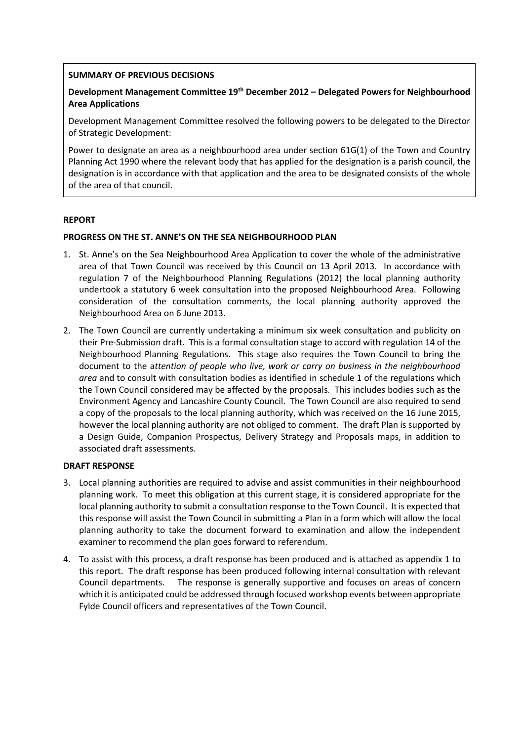**SUMMARY OF PREVIOUS DECISIONS**

**Development Management Committee 19th December 2012 – Delegated Powers for Neighbourhood Area Applications**

Development Management Committee resolved the following powers to be delegated to the Director of Strategic Development:

Power to designate an area as a neighbourhood area under section 61G(1) of the Town and Country Planning Act 1990 where the relevant body that has applied for the designation is a parish council, the designation is in accordance with that application and the area to be designated consists of the whole of the area of that council.

**REPORT**

**PROGRESS ON THE ST. ANNE'S ON THE SEA NEIGHBOURHOOD PLAN**

1. St. Anne's on the Sea Neighbourhood Area Application to cover the whole of the administrative area of that Town Council was received by this Council on 13 April 2013. In accordance with regulation 7 of the Neighbourhood Planning Regulations (2012) the local planning authority undertook a statutory 6 week consultation into the proposed Neighbourhood Area. Following consideration of the consultation comments, the local planning authority approved the Neighbourhood Area on 6 June 2013.

2. The Town Council are currently undertaking a minimum six week consultation and publicity on their Pre-Submission draft. This is a formal consultation stage to accord with regulation 14 of the Neighbourhood Planning Regulations. This stage also requires the Town Council to bring the document to the a*ttention of people who live, work or carry on business in the neighbourhood area* and to consult with consultation bodies as identified in schedule 1 of the regulations which the Town Council considered may be affected by the proposals. This includes bodies such as the Environment Agency and Lancashire County Council. The Town Council are also required to send a copy of the proposals to the local planning authority, which was received on the 16 June 2015, however the local planning authority are not obliged to comment. The draft Plan is supported by a Design Guide, Companion Prospectus, Delivery Strategy and Proposals maps, in addition to associated draft assessments.

**DRAFT RESPONSE**

3. Local planning authorities are required to advise and assist communities in their neighbourhood planning work. To meet this obligation at this current stage, it is considered appropriate for the local planning authority to submit a consultation response to the Town Council. It is expected that this response will assist the Town Council in submitting a Plan in a form which will allow the local planning authority to take the document forward to examination and allow the independent examiner to recommend the plan goes forward to referendum.

4. To assist with this process, a draft response has been produced and is attached as appendix 1 to this report. The draft response has been produced following internal consultation with relevant Council departments. The response is generally supportive and focuses on areas of concern which it is anticipated could be addressed through focused workshop events between appropriate Fylde Council officers and representatives of the Town Council.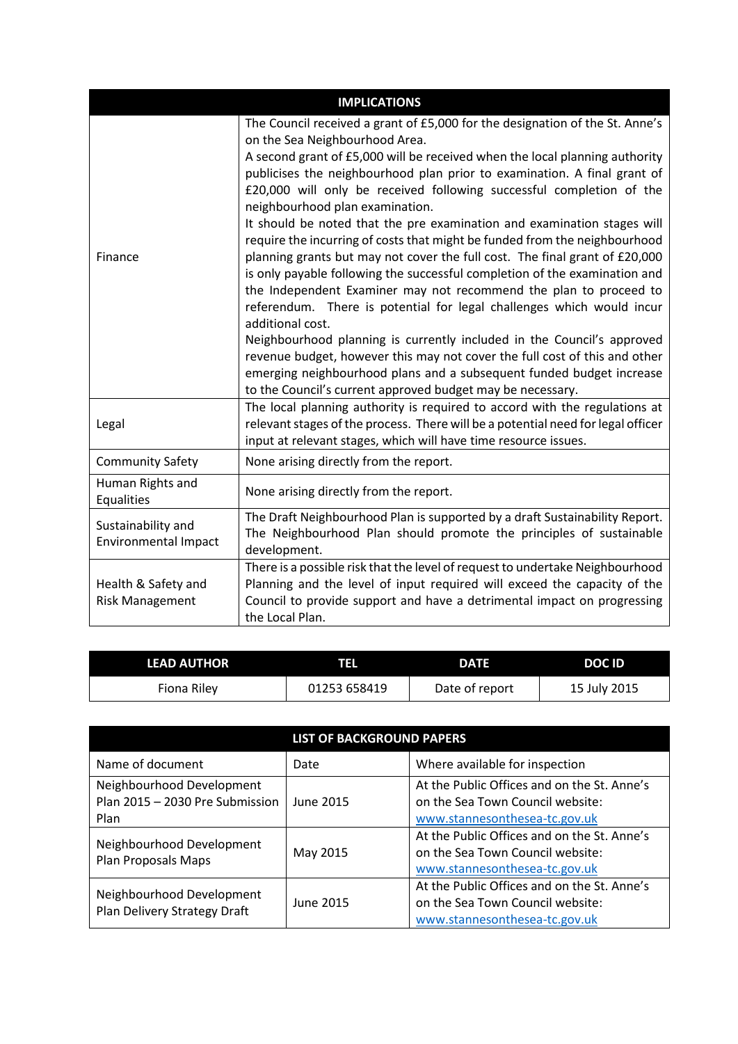| IMPLICATIONS | |
|---|---|
| Finance | The Council received a grant of £5,000 for the designation of the St. Anne's on the Sea Neighbourhood Area.<br>A second grant of £5,000 will be received when the local planning authority publicises the neighbourhood plan prior to examination. A final grant of £20,000 will only be received following successful completion of the neighbourhood plan examination.<br>It should be noted that the pre examination and examination stages will require the incurring of costs that might be funded from the neighbourhood planning grants but may not cover the full cost. The final grant of £20,000 is only payable following the successful completion of the examination and the Independent Examiner may not recommend the plan to proceed to referendum. There is potential for legal challenges which would incur additional cost.<br>Neighbourhood planning is currently included in the Council's approved revenue budget, however this may not cover the full cost of this and other emerging neighbourhood plans and a subsequent funded budget increase to the Council's current approved budget may be necessary. |
| Legal | The local planning authority is required to accord with the regulations at relevant stages of the process. There will be a potential need for legal officer input at relevant stages, which will have time resource issues. |
| Community Safety | None arising directly from the report. |
| Human Rights and Equalities | None arising directly from the report. |
| Sustainability and Environmental Impact | The Draft Neighbourhood Plan is supported by a draft Sustainability Report. The Neighbourhood Plan should promote the principles of sustainable development. |
| Health & Safety and Risk Management | There is a possible risk that the level of request to undertake Neighbourhood Planning and the level of input required will exceed the capacity of the Council to provide support and have a detrimental impact on progressing the Local Plan. |

| LEAD AUTHOR | TEL | DATE | DOC ID |
|---|---|---|---|
| Fiona Riley | 01253 658419 | Date of report | 15 July 2015 |

| LIST OF BACKGROUND PAPERS | | |
|---|---|---|
| Name of document | Date | Where available for inspection |
| Neighbourhood Development Plan 2015 – 2030 Pre Submission Plan | June 2015 | At the Public Offices and on the St. Anne's on the Sea Town Council website: www.stannesonthesea-tc.gov.uk |
| Neighbourhood Development Plan Proposals Maps | May 2015 | At the Public Offices and on the St. Anne's on the Sea Town Council website: www.stannesonthesea-tc.gov.uk |
| Neighbourhood Development Plan Delivery Strategy Draft | June 2015 | At the Public Offices and on the St. Anne's on the Sea Town Council website: www.stannesonthesea-tc.gov.uk |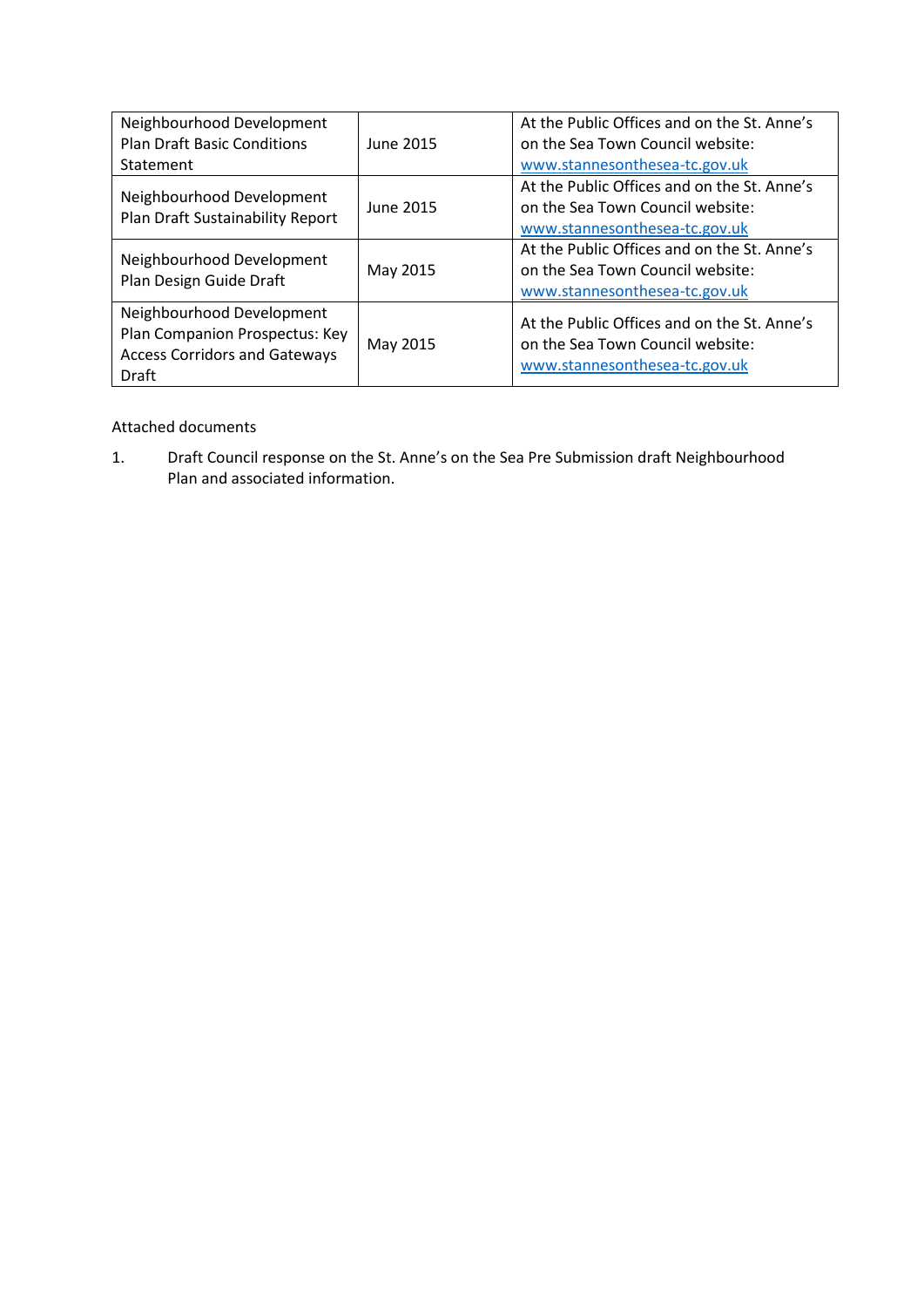| | | |
|---|---|---|
| Neighbourhood Development Plan Draft Basic Conditions Statement | June 2015 | At the Public Offices and on the St. Anne's on the Sea Town Council website: www.stannesonthesea-tc.gov.uk |
| Neighbourhood Development Plan Draft Sustainability Report | June 2015 | At the Public Offices and on the St. Anne's on the Sea Town Council website: www.stannesonthesea-tc.gov.uk |
| Neighbourhood Development Plan Design Guide Draft | May 2015 | At the Public Offices and on the St. Anne's on the Sea Town Council website: www.stannesonthesea-tc.gov.uk |
| Neighbourhood Development Plan Companion Prospectus: Key Access Corridors and Gateways Draft | May 2015 | At the Public Offices and on the St. Anne's on the Sea Town Council website: www.stannesonthesea-tc.gov.uk |

Attached documents

1. Draft Council response on the St. Anne's on the Sea Pre Submission draft Neighbourhood Plan and associated information.